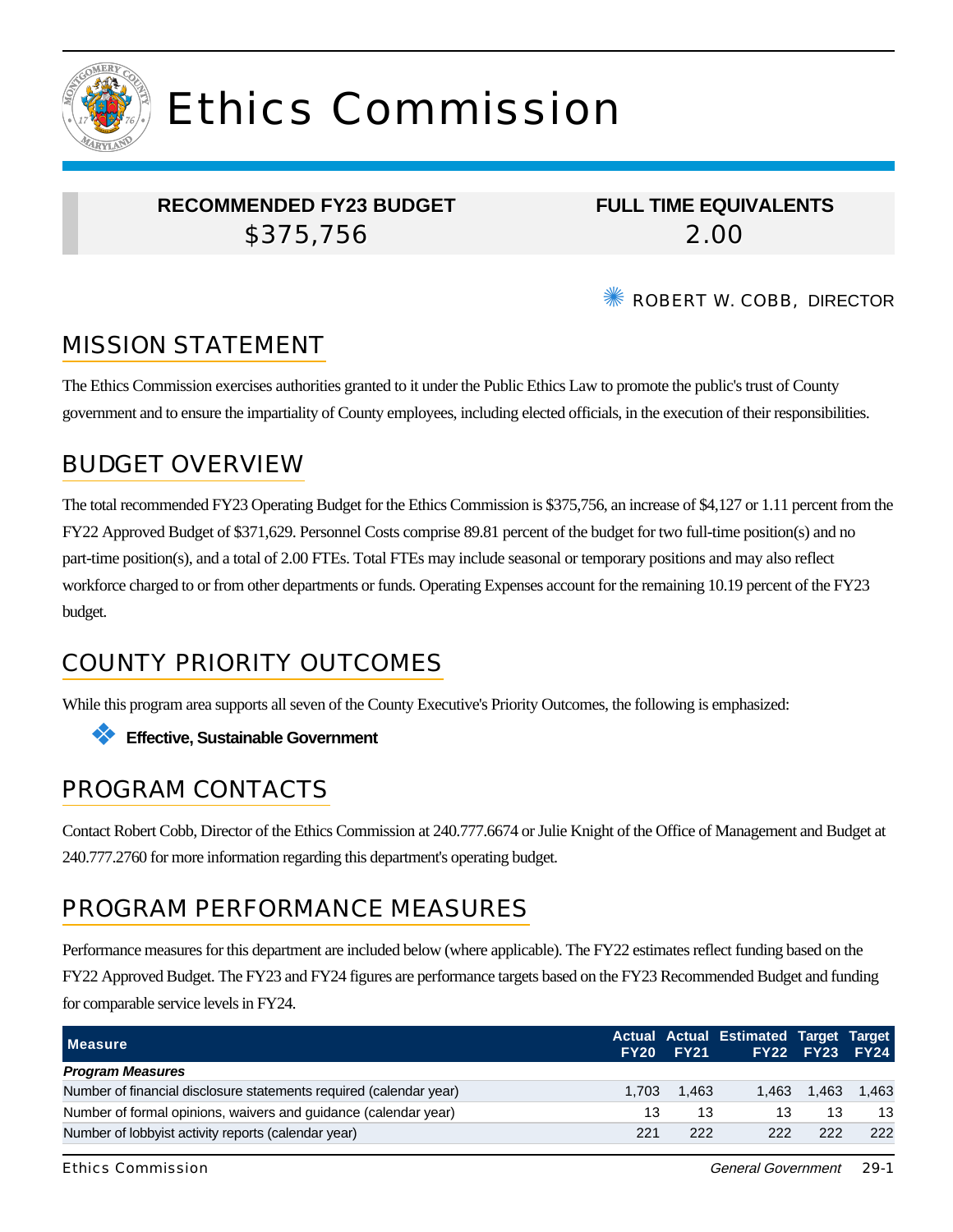# Ethics Commission

| RECOMMENDED FY23 BUDGET | FULL TIME EQUIVALENTS |
|---|---|
| $375,756 | 2.00 |

ROBERT W. COBB, DIRECTOR

## MISSION STATEMENT

The Ethics Commission exercises authorities granted to it under the Public Ethics Law to promote the public's trust of County government and to ensure the impartiality of County employees, including elected officials, in the execution of their responsibilities.

## BUDGET OVERVIEW

The total recommended FY23 Operating Budget for the Ethics Commission is $375,756, an increase of $4,127 or 1.11 percent from the FY22 Approved Budget of $371,629. Personnel Costs comprise 89.81 percent of the budget for two full-time position(s) and no part-time position(s), and a total of 2.00 FTEs. Total FTEs may include seasonal or temporary positions and may also reflect workforce charged to or from other departments or funds. Operating Expenses account for the remaining 10.19 percent of the FY23 budget.

## COUNTY PRIORITY OUTCOMES

While this program area supports all seven of the County Executive's Priority Outcomes, the following is emphasized:

- **Effective, Sustainable Government**

## PROGRAM CONTACTS

Contact Robert Cobb, Director of the Ethics Commission at 240.777.6674 or Julie Knight of the Office of Management and Budget at 240.777.2760 for more information regarding this department's operating budget.

## PROGRAM PERFORMANCE MEASURES

Performance measures for this department are included below (where applicable). The FY22 estimates reflect funding based on the FY22 Approved Budget. The FY23 and FY24 figures are performance targets based on the FY23 Recommended Budget and funding for comparable service levels in FY24.

| Measure | Actual FY20 | Actual FY21 | Estimated FY22 | Target FY23 | Target FY24 |
|---|---|---|---|---|---|
| ***Program Measures*** | | | | | |
| Number of financial disclosure statements required (calendar year) | 1,703 | 1,463 | 1,463 | 1,463 | 1,463 |
| Number of formal opinions, waivers and guidance (calendar year) | 13 | 13 | 13 | 13 | 13 |
| Number of lobbyist activity reports (calendar year) | 221 | 222 | 222 | 222 | 222 |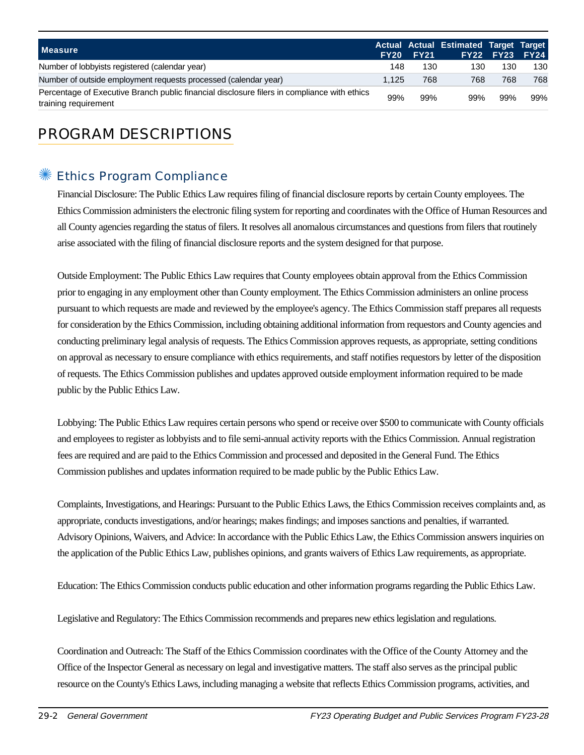| Measure | Actual FY20 | Actual FY21 | Estimated FY22 | Target FY23 | Target FY24 |
|---|---|---|---|---|---|
| Number of lobbyists registered (calendar year) | 148 | 130 | 130 | 130 | 130 |
| Number of outside employment requests processed (calendar year) | 1,125 | 768 | 768 | 768 | 768 |
| Percentage of Executive Branch public financial disclosure filers in compliance with ethics training requirement | 99% | 99% | 99% | 99% | 99% |

# PROGRAM DESCRIPTIONS

## Ethics Program Compliance

Financial Disclosure: The Public Ethics Law requires filing of financial disclosure reports by certain County employees. The Ethics Commission administers the electronic filing system for reporting and coordinates with the Office of Human Resources and all County agencies regarding the status of filers. It resolves all anomalous circumstances and questions from filers that routinely arise associated with the filing of financial disclosure reports and the system designed for that purpose.

Outside Employment: The Public Ethics Law requires that County employees obtain approval from the Ethics Commission prior to engaging in any employment other than County employment. The Ethics Commission administers an online process pursuant to which requests are made and reviewed by the employee's agency. The Ethics Commission staff prepares all requests for consideration by the Ethics Commission, including obtaining additional information from requestors and County agencies and conducting preliminary legal analysis of requests. The Ethics Commission approves requests, as appropriate, setting conditions on approval as necessary to ensure compliance with ethics requirements, and staff notifies requestors by letter of the disposition of requests. The Ethics Commission publishes and updates approved outside employment information required to be made public by the Public Ethics Law.

Lobbying: The Public Ethics Law requires certain persons who spend or receive over $500 to communicate with County officials and employees to register as lobbyists and to file semi-annual activity reports with the Ethics Commission. Annual registration fees are required and are paid to the Ethics Commission and processed and deposited in the General Fund. The Ethics Commission publishes and updates information required to be made public by the Public Ethics Law.

Complaints, Investigations, and Hearings: Pursuant to the Public Ethics Laws, the Ethics Commission receives complaints and, as appropriate, conducts investigations, and/or hearings; makes findings; and imposes sanctions and penalties, if warranted. Advisory Opinions, Waivers, and Advice: In accordance with the Public Ethics Law, the Ethics Commission answers inquiries on the application of the Public Ethics Law, publishes opinions, and grants waivers of Ethics Law requirements, as appropriate.

Education: The Ethics Commission conducts public education and other information programs regarding the Public Ethics Law.

Legislative and Regulatory: The Ethics Commission recommends and prepares new ethics legislation and regulations.

Coordination and Outreach: The Staff of the Ethics Commission coordinates with the Office of the County Attorney and the Office of the Inspector General as necessary on legal and investigative matters. The staff also serves as the principal public resource on the County's Ethics Laws, including managing a website that reflects Ethics Commission programs, activities, and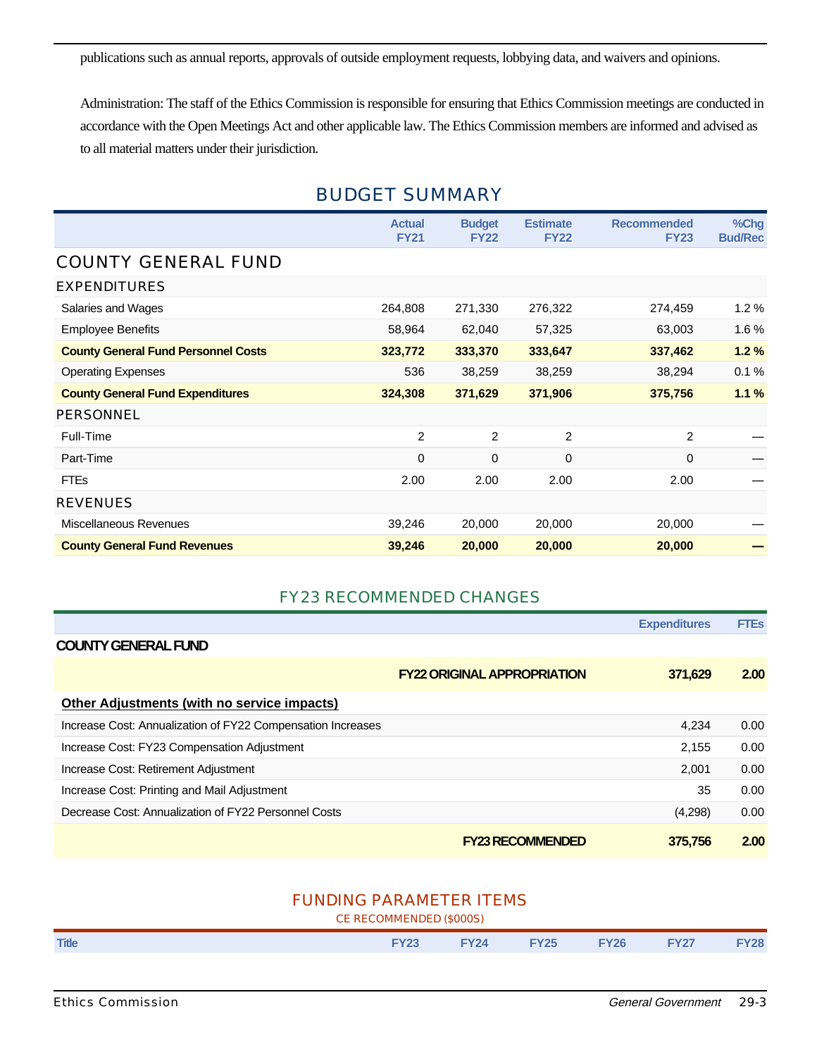publications such as annual reports, approvals of outside employment requests, lobbying data, and waivers and opinions.

Administration: The staff of the Ethics Commission is responsible for ensuring that Ethics Commission meetings are conducted in accordance with the Open Meetings Act and other applicable law. The Ethics Commission members are informed and advised as to all material matters under their jurisdiction.

## BUDGET SUMMARY

| | Actual FY21 | Budget FY22 | Estimate FY22 | Recommended FY23 | %Chg Bud/Rec |
|---|---|---|---|---|---|
| **COUNTY GENERAL FUND** | | | | | |
| **EXPENDITURES** | | | | | |
| Salaries and Wages | 264,808 | 271,330 | 276,322 | 274,459 | 1.2 % |
| Employee Benefits | 58,964 | 62,040 | 57,325 | 63,003 | 1.6 % |
| **County General Fund Personnel Costs** | **323,772** | **333,370** | **333,647** | **337,462** | **1.2 %** |
| Operating Expenses | 536 | 38,259 | 38,259 | 38,294 | 0.1 % |
| **County General Fund Expenditures** | **324,308** | **371,629** | **371,906** | **375,756** | **1.1 %** |
| **PERSONNEL** | | | | | |
| Full-Time | 2 | 2 | 2 | 2 | — |
| Part-Time | 0 | 0 | 0 | 0 | — |
| FTEs | 2.00 | 2.00 | 2.00 | 2.00 | — |
| **REVENUES** | | | | | |
| Miscellaneous Revenues | 39,246 | 20,000 | 20,000 | 20,000 | — |
| **County General Fund Revenues** | **39,246** | **20,000** | **20,000** | **20,000** | **—** |

## FY23 RECOMMENDED CHANGES

| | Expenditures | FTEs |
|---|---|---|
| **COUNTY GENERAL FUND** | | |
| **FY22 ORIGINAL APPROPRIATION** | **371,629** | **2.00** |
| **Other Adjustments (with no service impacts)** | | |
| Increase Cost: Annualization of FY22 Compensation Increases | 4,234 | 0.00 |
| Increase Cost: FY23 Compensation Adjustment | 2,155 | 0.00 |
| Increase Cost: Retirement Adjustment | 2,001 | 0.00 |
| Increase Cost: Printing and Mail Adjustment | 35 | 0.00 |
| Decrease Cost: Annualization of FY22 Personnel Costs | (4,298) | 0.00 |
| **FY23 RECOMMENDED** | **375,756** | **2.00** |

## FUNDING PARAMETER ITEMS

CE RECOMMENDED ($000S)

| Title | FY23 | FY24 | FY25 | FY26 | FY27 | FY28 |
|---|---|---|---|---|---|---|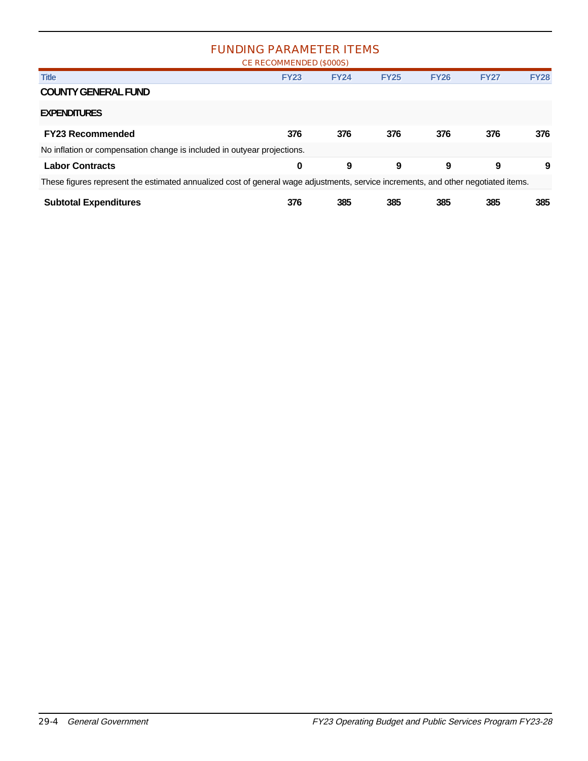## FUNDING PARAMETER ITEMS

CE RECOMMENDED ($000S)

| Title | FY23 | FY24 | FY25 | FY26 | FY27 | FY28 |
|---|---|---|---|---|---|---|
| **COUNTY GENERAL FUND** | | | | | | |
| **EXPENDITURES** | | | | | | |
| **FY23 Recommended** | **376** | **376** | **376** | **376** | **376** | **376** |
| No inflation or compensation change is included in outyear projections. | | | | | | |
| **Labor Contracts** | **0** | **9** | **9** | **9** | **9** | **9** |
| These figures represent the estimated annualized cost of general wage adjustments, service increments, and other negotiated items. | | | | | | |
| **Subtotal Expenditures** | **376** | **385** | **385** | **385** | **385** | **385** |